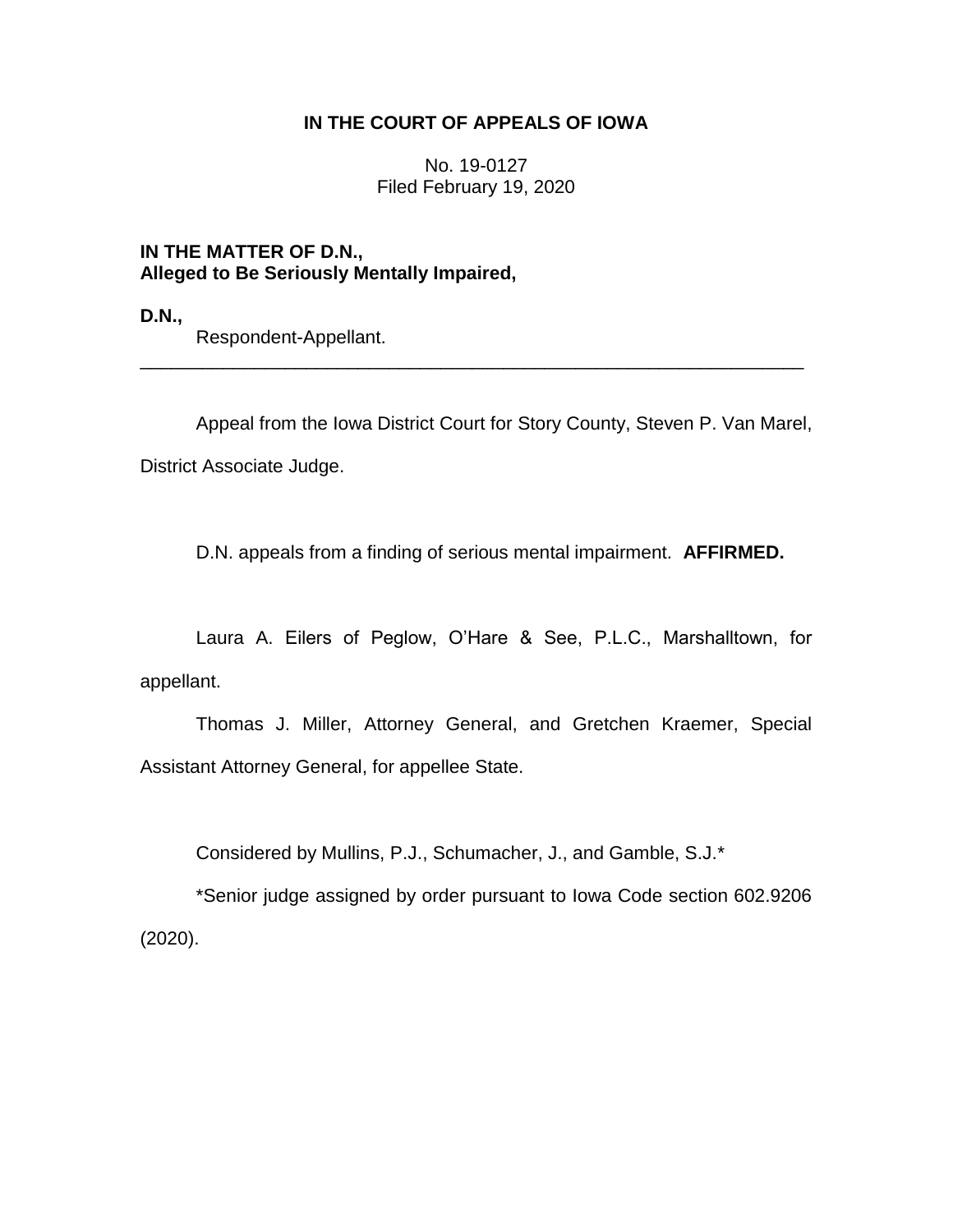**IN THE COURT OF APPEALS OF IOWA**

No. 19-0127
Filed February 19, 2020

**IN THE MATTER OF D.N.,**
**Alleged to Be Seriously Mentally Impaired,**

**D.N.,**
Respondent-Appellant.

---

Appeal from the Iowa District Court for Story County, Steven P. Van Marel, District Associate Judge.

D.N. appeals from a finding of serious mental impairment. **AFFIRMED.**

Laura A. Eilers of Peglow, O'Hare & See, P.L.C., Marshalltown, for appellant.

Thomas J. Miller, Attorney General, and Gretchen Kraemer, Special Assistant Attorney General, for appellee State.

Considered by Mullins, P.J., Schumacher, J., and Gamble, S.J.*

*Senior judge assigned by order pursuant to Iowa Code section 602.9206 (2020).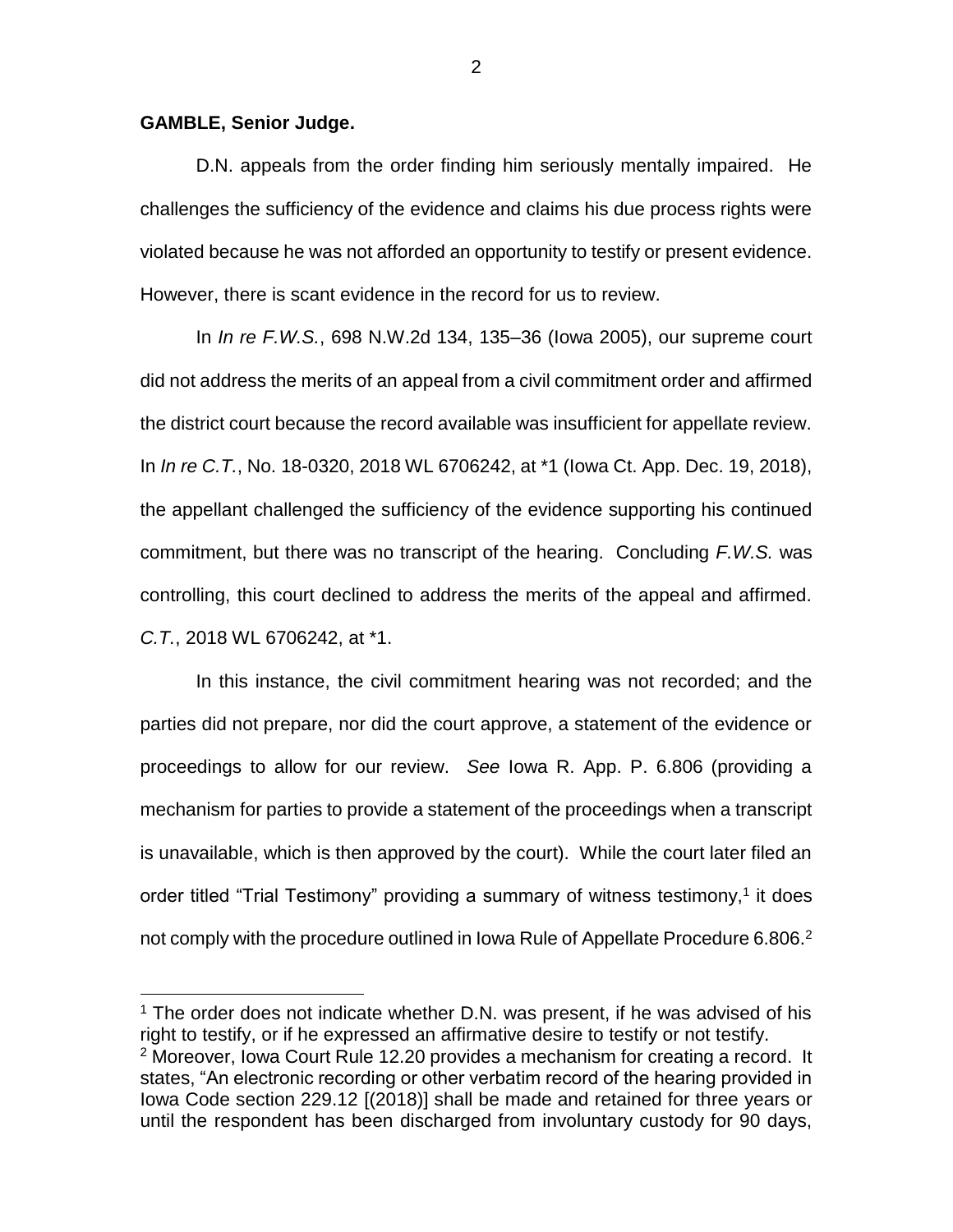**GAMBLE, Senior Judge.**

D.N. appeals from the order finding him seriously mentally impaired. He challenges the sufficiency of the evidence and claims his due process rights were violated because he was not afforded an opportunity to testify or present evidence. However, there is scant evidence in the record for us to review.

In *In re F.W.S.*, 698 N.W.2d 134, 135–36 (Iowa 2005), our supreme court did not address the merits of an appeal from a civil commitment order and affirmed the district court because the record available was insufficient for appellate review. In *In re C.T.*, No. 18-0320, 2018 WL 6706242, at *1 (Iowa Ct. App. Dec. 19, 2018), the appellant challenged the sufficiency of the evidence supporting his continued commitment, but there was no transcript of the hearing. Concluding *F.W.S.* was controlling, this court declined to address the merits of the appeal and affirmed. *C.T.*, 2018 WL 6706242, at *1.

In this instance, the civil commitment hearing was not recorded; and the parties did not prepare, nor did the court approve, a statement of the evidence or proceedings to allow for our review. *See* Iowa R. App. P. 6.806 (providing a mechanism for parties to provide a statement of the proceedings when a transcript is unavailable, which is then approved by the court). While the court later filed an order titled "Trial Testimony" providing a summary of witness testimony,[1] it does not comply with the procedure outlined in Iowa Rule of Appellate Procedure 6.806.[2]

[1] The order does not indicate whether D.N. was present, if he was advised of his right to testify, or if he expressed an affirmative desire to testify or not testify.

[2] Moreover, Iowa Court Rule 12.20 provides a mechanism for creating a record. It states, "An electronic recording or other verbatim record of the hearing provided in Iowa Code section 229.12 [(2018)] shall be made and retained for three years or until the respondent has been discharged from involuntary custody for 90 days,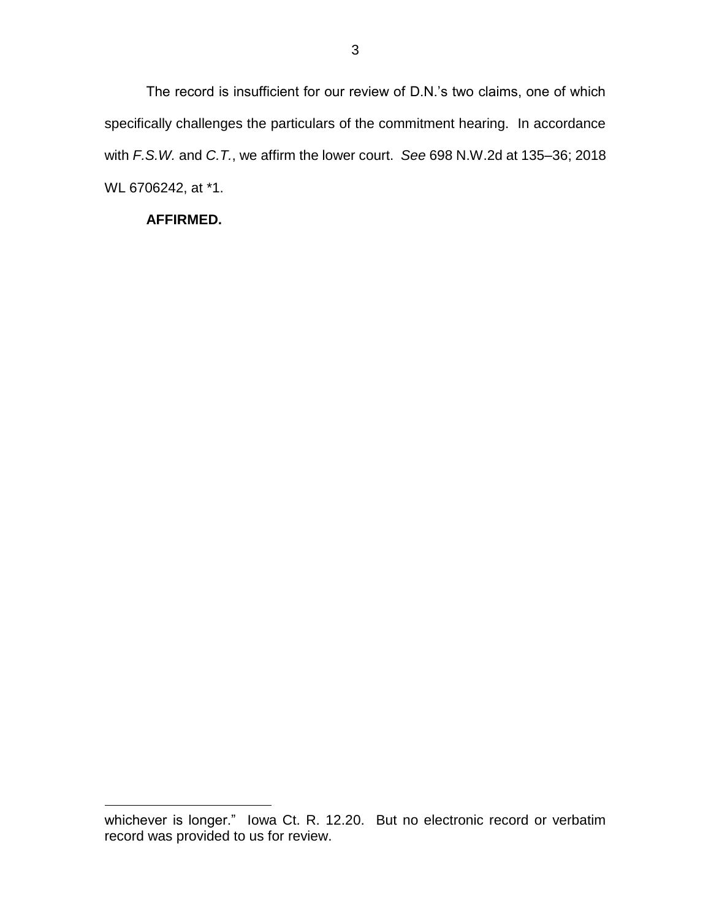The record is insufficient for our review of D.N.'s two claims, one of which specifically challenges the particulars of the commitment hearing. In accordance with *F.S.W.* and *C.T.*, we affirm the lower court. *See* 698 N.W.2d at 135–36; 2018 WL 6706242, at *1.

**AFFIRMED.**

---

whichever is longer." Iowa Ct. R. 12.20. But no electronic record or verbatim record was provided to us for review.